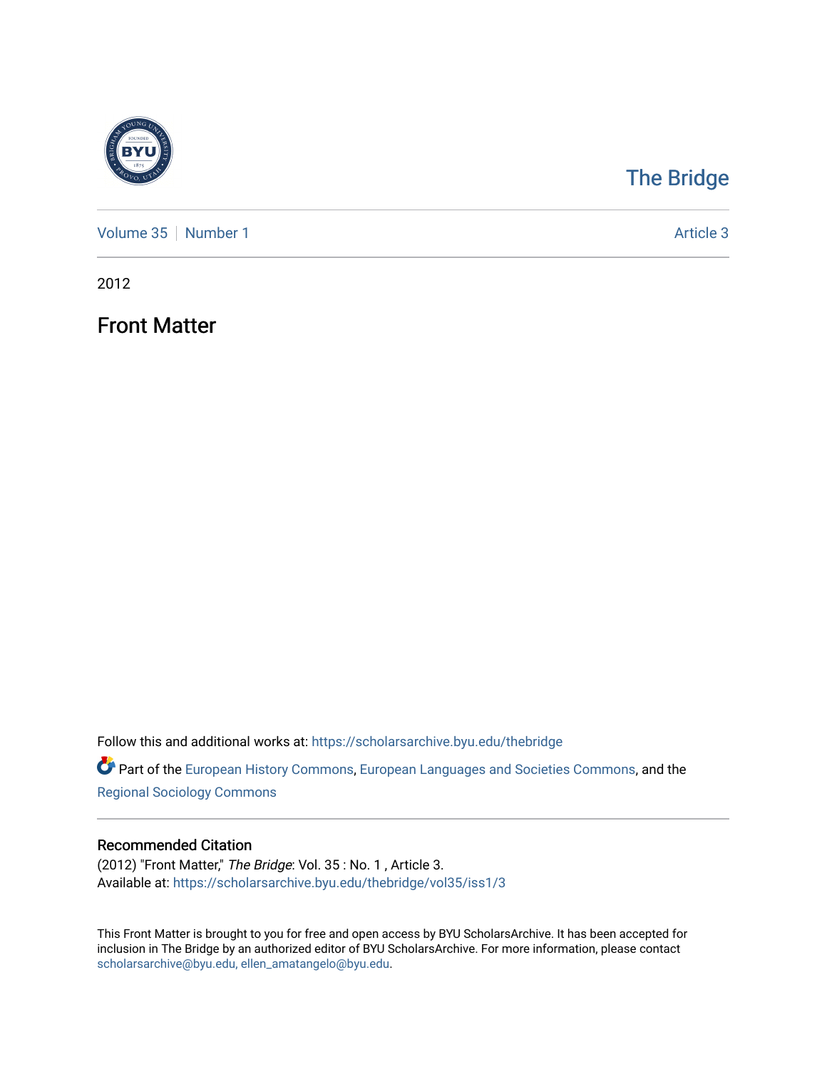The Bridge

Volume 35 | Number 1 Article 3

2012

# Front Matter

Follow this and additional works at: https://scholarsarchive.byu.edu/thebridge

Part of the European History Commons, European Languages and Societies Commons, and the Regional Sociology Commons

## Recommended Citation

(2012) "Front Matter," *The Bridge*: Vol. 35 : No. 1 , Article 3.
Available at: https://scholarsarchive.byu.edu/thebridge/vol35/iss1/3

This Front Matter is brought to you for free and open access by BYU ScholarsArchive. It has been accepted for inclusion in The Bridge by an authorized editor of BYU ScholarsArchive. For more information, please contact scholarsarchive@byu.edu, ellen_amatangelo@byu.edu.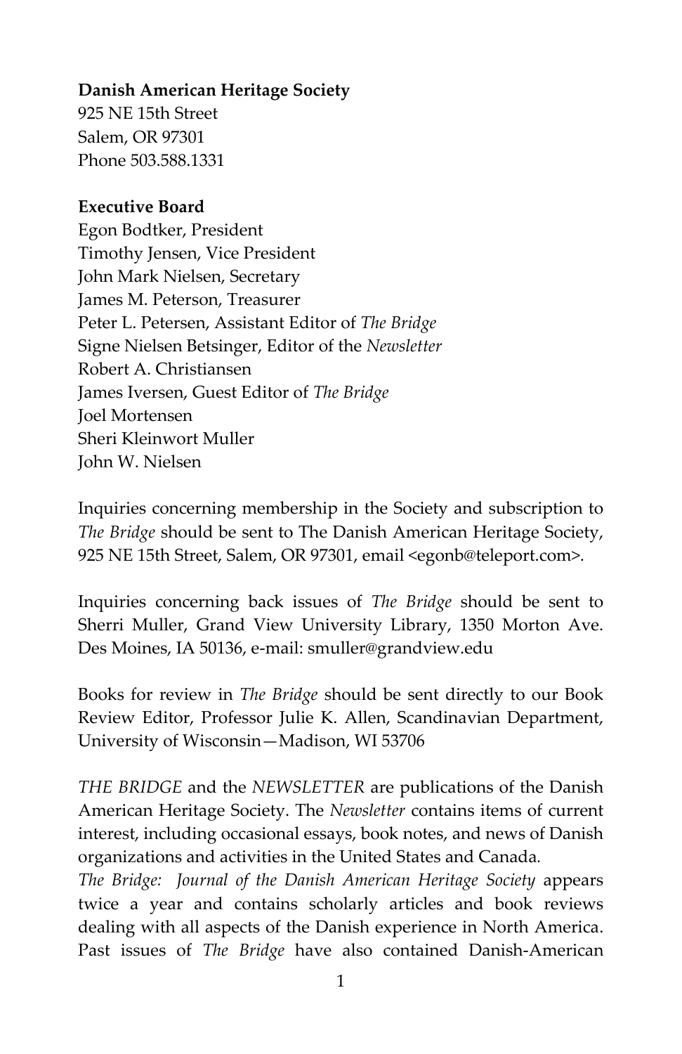**Danish American Heritage Society**
925 NE 15th Street
Salem, OR 97301
Phone 503.588.1331

**Executive Board**
Egon Bodtker, President
Timothy Jensen, Vice President
John Mark Nielsen, Secretary
James M. Peterson, Treasurer
Peter L. Petersen, Assistant Editor of *The Bridge*
Signe Nielsen Betsinger, Editor of the *Newsletter*
Robert A. Christiansen
James Iversen, Guest Editor of *The Bridge*
Joel Mortensen
Sheri Kleinwort Muller
John W. Nielsen

Inquiries concerning membership in the Society and subscription to *The Bridge* should be sent to The Danish American Heritage Society, 925 NE 15th Street, Salem, OR 97301, email <egonb@teleport.com>.

Inquiries concerning back issues of *The Bridge* should be sent to Sherri Muller, Grand View University Library, 1350 Morton Ave. Des Moines, IA 50136, e-mail: smuller@grandview.edu

Books for review in *The Bridge* should be sent directly to our Book Review Editor, Professor Julie K. Allen, Scandinavian Department, University of Wisconsin—Madison, WI 53706

*THE BRIDGE* and the *NEWSLETTER* are publications of the Danish American Heritage Society. The *Newsletter* contains items of current interest, including occasional essays, book notes, and news of Danish organizations and activities in the United States and Canada.
*The Bridge: Journal of the Danish American Heritage Society* appears twice a year and contains scholarly articles and book reviews dealing with all aspects of the Danish experience in North America. Past issues of *The Bridge* have also contained Danish-American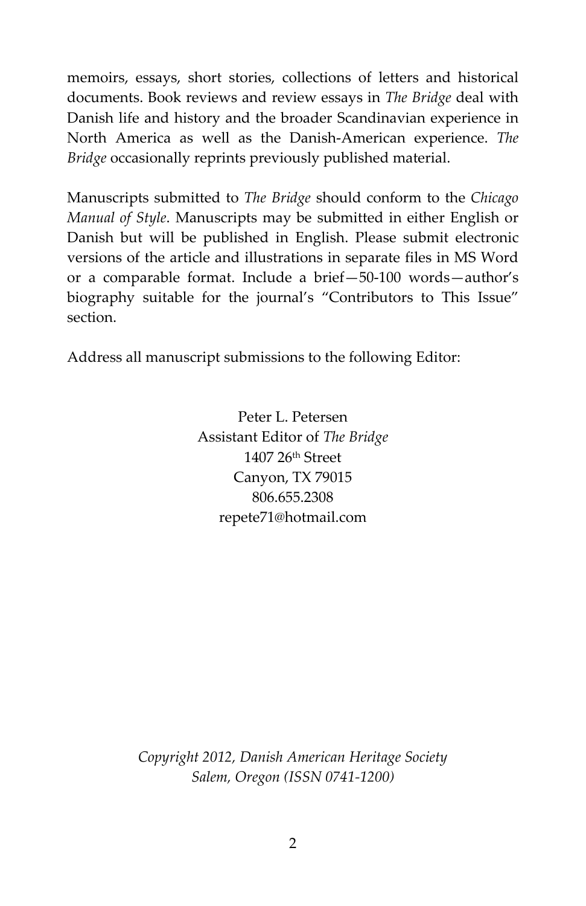memoirs, essays, short stories, collections of letters and historical documents. Book reviews and review essays in *The Bridge* deal with Danish life and history and the broader Scandinavian experience in North America as well as the Danish-American experience. *The Bridge* occasionally reprints previously published material.

Manuscripts submitted to *The Bridge* should conform to the *Chicago Manual of Style*. Manuscripts may be submitted in either English or Danish but will be published in English. Please submit electronic versions of the article and illustrations in separate files in MS Word or a comparable format. Include a brief—50-100 words—author's biography suitable for the journal's "Contributors to This Issue" section.

Address all manuscript submissions to the following Editor:

Peter L. Petersen
Assistant Editor of *The Bridge*
1407 26th Street
Canyon, TX 79015
806.655.2308
repete71@hotmail.com

*Copyright 2012, Danish American Heritage Society*
*Salem, Oregon (ISSN 0741-1200)*